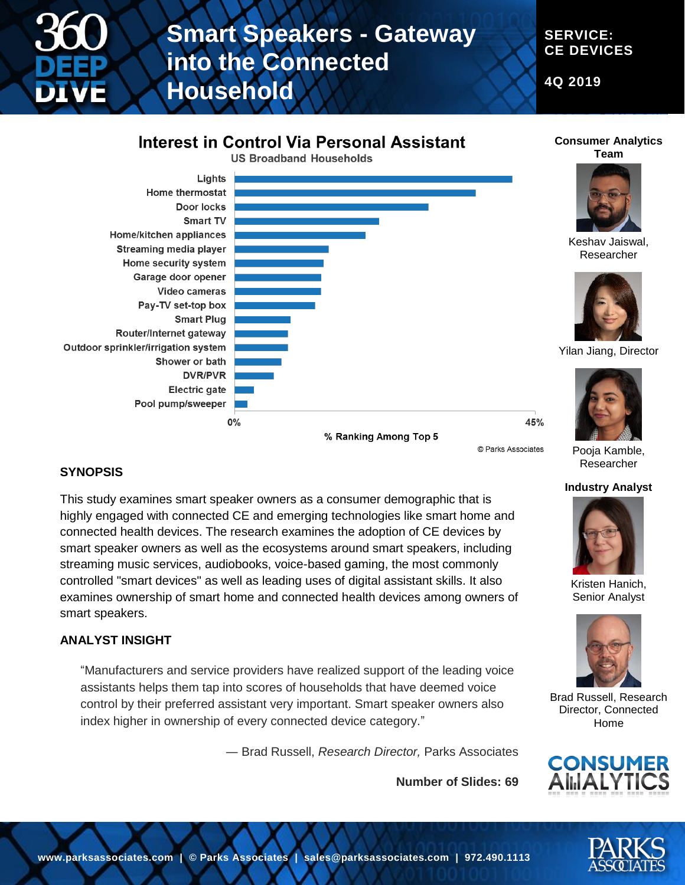# Smart Speakers - Gateway into the Connected Household

SERVICE: CE DEVICES

4Q 2019

## Interest in Control Via Personal Assistant

US Broadband Households

Lights
Home thermostat
Door locks
Smart TV
Home/kitchen appliances
Streaming media player
Home security system
Garage door opener
Video cameras
Pay-TV set-top box
Smart Plug
Router/Internet gateway
Outdoor sprinkler/irrigation system
Shower or bath
DVR/PVR
Electric gate
Pool pump/sweeper

0%
45%

% Ranking Among Top 5

© Parks Associates

### SYNOPSIS

This study examines smart speaker owners as a consumer demographic that is highly engaged with connected CE and emerging technologies like smart home and connected health devices. The research examines the adoption of CE devices by smart speaker owners as well as the ecosystems around smart speakers, including streaming music services, audiobooks, voice-based gaming, the most commonly controlled "smart devices" as well as leading uses of digital assistant skills. It also examines ownership of smart home and connected health devices among owners of smart speakers.

### ANALYST INSIGHT

"Manufacturers and service providers have realized support of the leading voice assistants helps them tap into scores of households that have deemed voice control by their preferred assistant very important. Smart speaker owners also index higher in ownership of every connected device category."

— Brad Russell, *Research Director,* Parks Associates

**Number of Slides: 69**

**Consumer Analytics Team**

Keshav Jaiswal, Researcher

Yilan Jiang, Director

Pooja Kamble, Researcher

**Industry Analyst**

Kristen Hanich, Senior Analyst

Brad Russell, Research Director, Connected Home

www.parksassociates.com | © Parks Associates | sales@parksassociates.com | 972.490.1113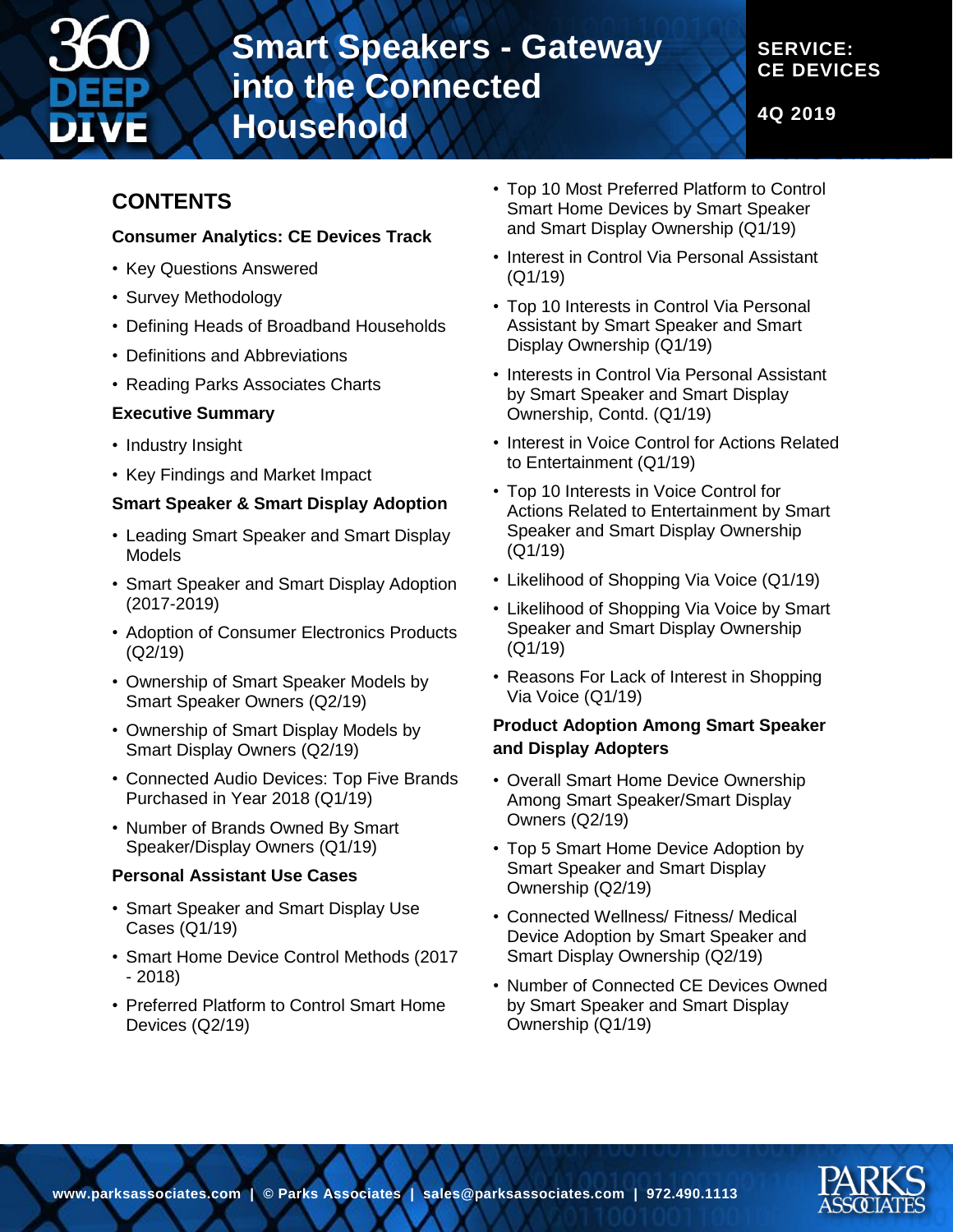# Smart Speakers - Gateway into the Connected Household

SERVICE: CE DEVICES

4Q 2019

## CONTENTS

**Consumer Analytics: CE Devices Track**

- Key Questions Answered
- Survey Methodology
- Defining Heads of Broadband Households
- Definitions and Abbreviations
- Reading Parks Associates Charts

**Executive Summary**

- Industry Insight
- Key Findings and Market Impact

**Smart Speaker & Smart Display Adoption**

- Leading Smart Speaker and Smart Display Models
- Smart Speaker and Smart Display Adoption (2017-2019)
- Adoption of Consumer Electronics Products (Q2/19)
- Ownership of Smart Speaker Models by Smart Speaker Owners (Q2/19)
- Ownership of Smart Display Models by Smart Display Owners (Q2/19)
- Connected Audio Devices: Top Five Brands Purchased in Year 2018 (Q1/19)
- Number of Brands Owned By Smart Speaker/Display Owners (Q1/19)

**Personal Assistant Use Cases**

- Smart Speaker and Smart Display Use Cases (Q1/19)
- Smart Home Device Control Methods (2017 - 2018)
- Preferred Platform to Control Smart Home Devices (Q2/19)
- Top 10 Most Preferred Platform to Control Smart Home Devices by Smart Speaker and Smart Display Ownership (Q1/19)
- Interest in Control Via Personal Assistant (Q1/19)
- Top 10 Interests in Control Via Personal Assistant by Smart Speaker and Smart Display Ownership (Q1/19)
- Interests in Control Via Personal Assistant by Smart Speaker and Smart Display Ownership, Contd. (Q1/19)
- Interest in Voice Control for Actions Related to Entertainment (Q1/19)
- Top 10 Interests in Voice Control for Actions Related to Entertainment by Smart Speaker and Smart Display Ownership (Q1/19)
- Likelihood of Shopping Via Voice (Q1/19)
- Likelihood of Shopping Via Voice by Smart Speaker and Smart Display Ownership (Q1/19)
- Reasons For Lack of Interest in Shopping Via Voice (Q1/19)

**Product Adoption Among Smart Speaker and Display Adopters**

- Overall Smart Home Device Ownership Among Smart Speaker/Smart Display Owners (Q2/19)
- Top 5 Smart Home Device Adoption by Smart Speaker and Smart Display Ownership (Q2/19)
- Connected Wellness/ Fitness/ Medical Device Adoption by Smart Speaker and Smart Display Ownership (Q2/19)
- Number of Connected CE Devices Owned by Smart Speaker and Smart Display Ownership (Q1/19)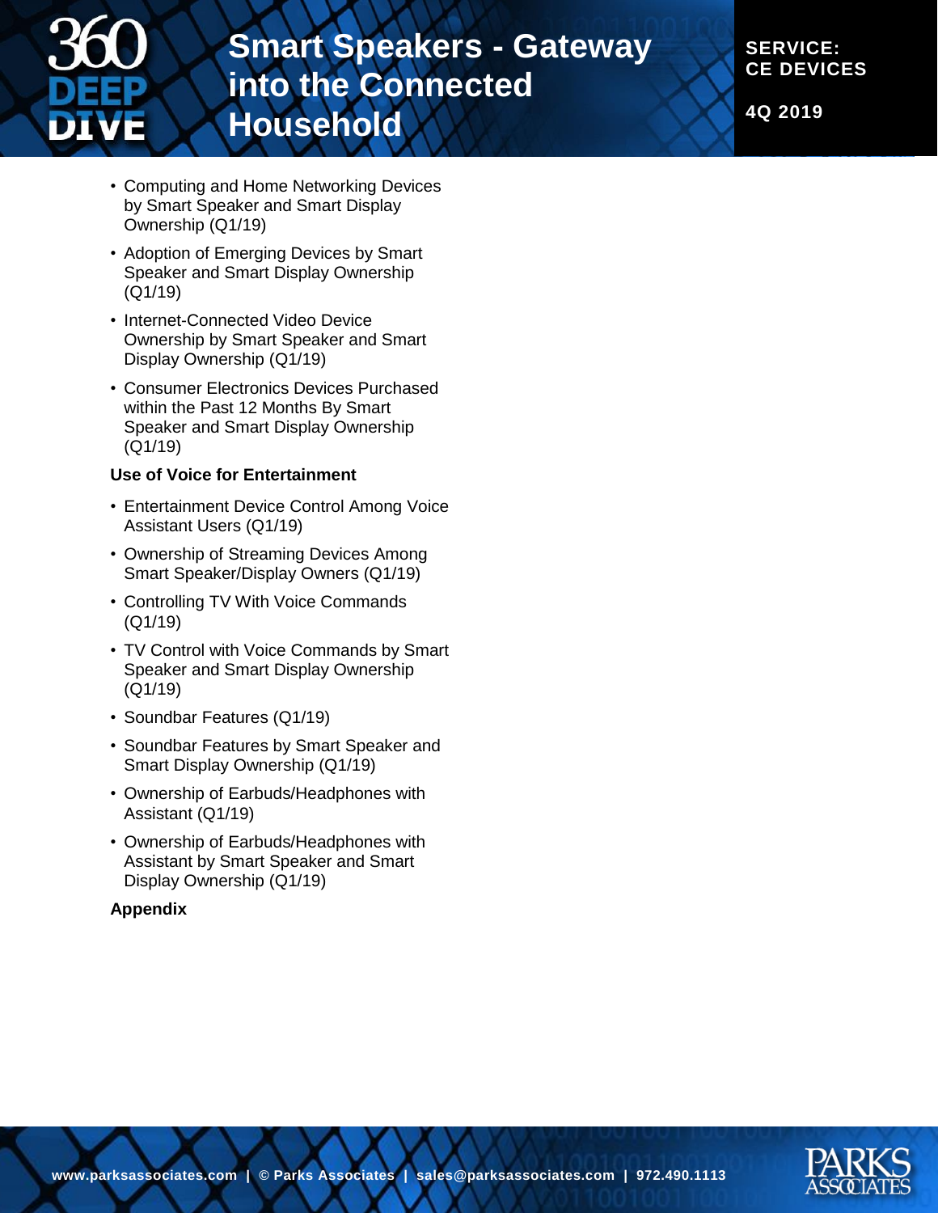- Computing and Home Networking Devices by Smart Speaker and Smart Display Ownership (Q1/19)
- Adoption of Emerging Devices by Smart Speaker and Smart Display Ownership (Q1/19)
- Internet-Connected Video Device Ownership by Smart Speaker and Smart Display Ownership (Q1/19)
- Consumer Electronics Devices Purchased within the Past 12 Months By Smart Speaker and Smart Display Ownership (Q1/19)

**Use of Voice for Entertainment**

- Entertainment Device Control Among Voice Assistant Users (Q1/19)
- Ownership of Streaming Devices Among Smart Speaker/Display Owners (Q1/19)
- Controlling TV With Voice Commands (Q1/19)
- TV Control with Voice Commands by Smart Speaker and Smart Display Ownership (Q1/19)
- Soundbar Features (Q1/19)
- Soundbar Features by Smart Speaker and Smart Display Ownership (Q1/19)
- Ownership of Earbuds/Headphones with Assistant (Q1/19)
- Ownership of Earbuds/Headphones with Assistant by Smart Speaker and Smart Display Ownership (Q1/19)

**Appendix**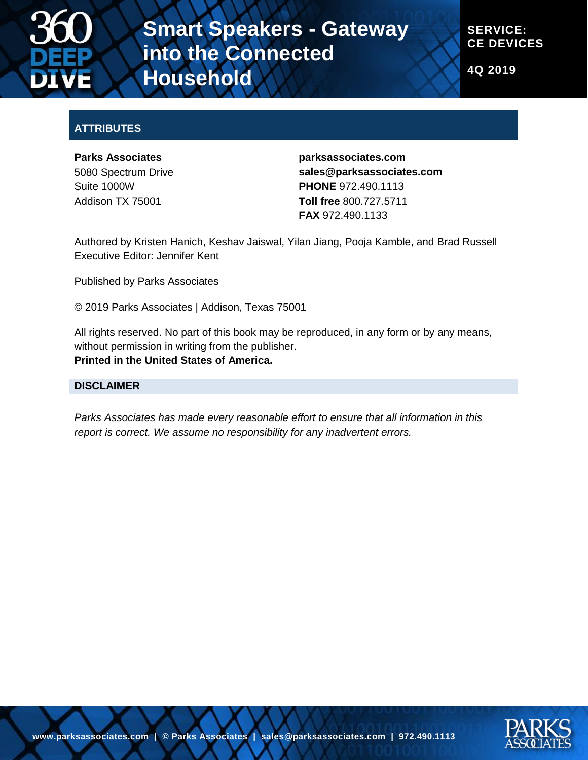# Smart Speakers - Gateway into the Connected Household

**SERVICE: CE DEVICES**

**4Q 2019**

## ATTRIBUTES

**Parks Associates**
5080 Spectrum Drive
Suite 1000W
Addison TX 75001

**parksassociates.com**
**sales@parksassociates.com**
**PHONE** 972.490.1113
**Toll free** 800.727.5711
**FAX** 972.490.1133

Authored by Kristen Hanich, Keshav Jaiswal, Yilan Jiang, Pooja Kamble, and Brad Russell
Executive Editor: Jennifer Kent

Published by Parks Associates

© 2019 Parks Associates | Addison, Texas 75001

All rights reserved. No part of this book may be reproduced, in any form or by any means, without permission in writing from the publisher.
**Printed in the United States of America.**

## DISCLAIMER

*Parks Associates has made every reasonable effort to ensure that all information in this report is correct. We assume no responsibility for any inadvertent errors.*